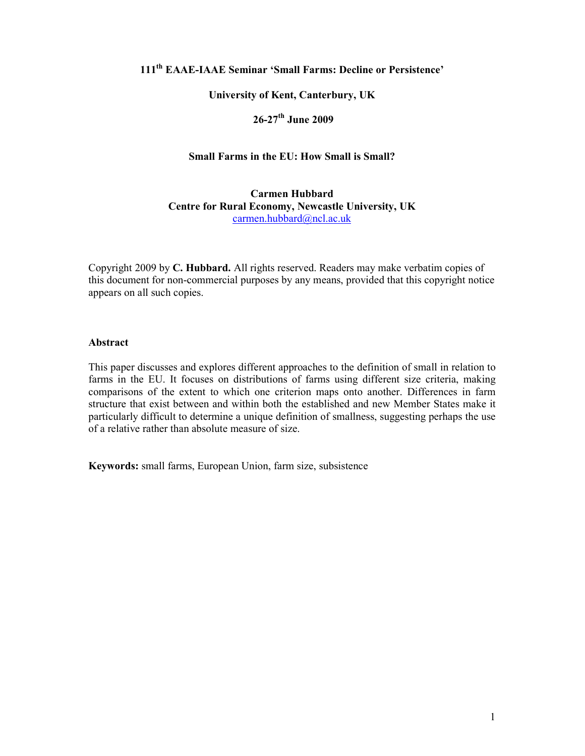**111th EAAE-IAAE Seminar 'Small Farms: Decline or Persistence'**

**University of Kent, Canterbury, UK**

**26-27th June 2009**

# Small Farms in the EU: How Small is Small?

**Carmen Hubbard**
**Centre for Rural Economy, Newcastle University, UK**
carmen.hubbard@ncl.ac.uk

Copyright 2009 by **C. Hubbard.** All rights reserved. Readers may make verbatim copies of this document for non-commercial purposes by any means, provided that this copyright notice appears on all such copies.

## Abstract

This paper discusses and explores different approaches to the definition of small in relation to farms in the EU. It focuses on distributions of farms using different size criteria, making comparisons of the extent to which one criterion maps onto another. Differences in farm structure that exist between and within both the established and new Member States make it particularly difficult to determine a unique definition of smallness, suggesting perhaps the use of a relative rather than absolute measure of size.

**Keywords:** small farms, European Union, farm size, subsistence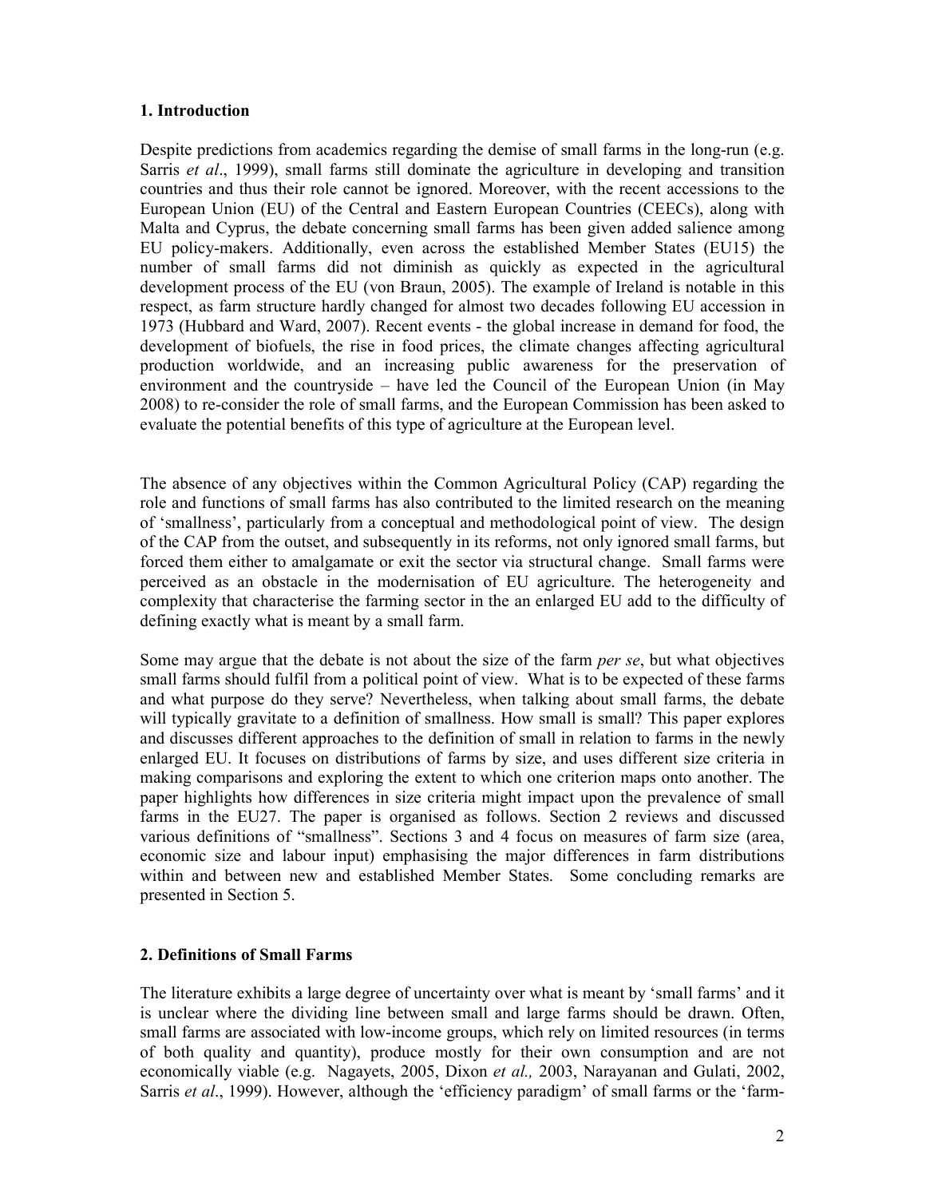## 1. Introduction

Despite predictions from academics regarding the demise of small farms in the long-run (e.g. Sarris *et al*., 1999), small farms still dominate the agriculture in developing and transition countries and thus their role cannot be ignored. Moreover, with the recent accessions to the European Union (EU) of the Central and Eastern European Countries (CEECs), along with Malta and Cyprus, the debate concerning small farms has been given added salience among EU policy-makers. Additionally, even across the established Member States (EU15) the number of small farms did not diminish as quickly as expected in the agricultural development process of the EU (von Braun, 2005). The example of Ireland is notable in this respect, as farm structure hardly changed for almost two decades following EU accession in 1973 (Hubbard and Ward, 2007). Recent events - the global increase in demand for food, the development of biofuels, the rise in food prices, the climate changes affecting agricultural production worldwide, and an increasing public awareness for the preservation of environment and the countryside – have led the Council of the European Union (in May 2008) to re-consider the role of small farms, and the European Commission has been asked to evaluate the potential benefits of this type of agriculture at the European level.

The absence of any objectives within the Common Agricultural Policy (CAP) regarding the role and functions of small farms has also contributed to the limited research on the meaning of 'smallness', particularly from a conceptual and methodological point of view. The design of the CAP from the outset, and subsequently in its reforms, not only ignored small farms, but forced them either to amalgamate or exit the sector via structural change. Small farms were perceived as an obstacle in the modernisation of EU agriculture. The heterogeneity and complexity that characterise the farming sector in the an enlarged EU add to the difficulty of defining exactly what is meant by a small farm.

Some may argue that the debate is not about the size of the farm *per se*, but what objectives small farms should fulfil from a political point of view. What is to be expected of these farms and what purpose do they serve? Nevertheless, when talking about small farms, the debate will typically gravitate to a definition of smallness. How small is small? This paper explores and discusses different approaches to the definition of small in relation to farms in the newly enlarged EU. It focuses on distributions of farms by size, and uses different size criteria in making comparisons and exploring the extent to which one criterion maps onto another. The paper highlights how differences in size criteria might impact upon the prevalence of small farms in the EU27. The paper is organised as follows. Section 2 reviews and discussed various definitions of "smallness". Sections 3 and 4 focus on measures of farm size (area, economic size and labour input) emphasising the major differences in farm distributions within and between new and established Member States. Some concluding remarks are presented in Section 5.

## 2. Definitions of Small Farms

The literature exhibits a large degree of uncertainty over what is meant by 'small farms' and it is unclear where the dividing line between small and large farms should be drawn. Often, small farms are associated with low-income groups, which rely on limited resources (in terms of both quality and quantity), produce mostly for their own consumption and are not economically viable (e.g. Nagayets, 2005, Dixon *et al.,* 2003, Narayanan and Gulati, 2002, Sarris *et al*., 1999). However, although the 'efficiency paradigm' of small farms or the 'farm-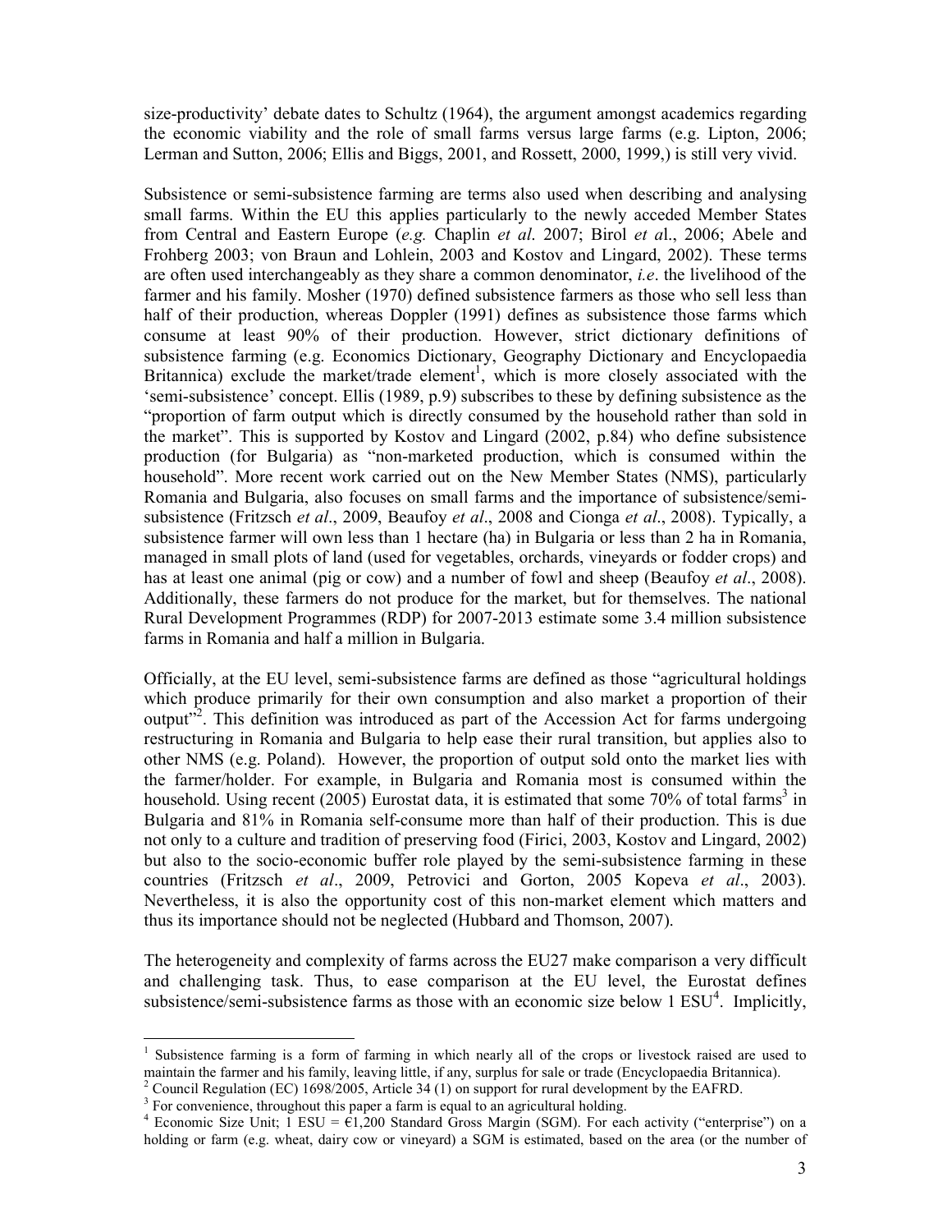size-productivity' debate dates to Schultz (1964), the argument amongst academics regarding the economic viability and the role of small farms versus large farms (e.g. Lipton, 2006; Lerman and Sutton, 2006; Ellis and Biggs, 2001, and Rossett, 2000, 1999,) is still very vivid.

Subsistence or semi-subsistence farming are terms also used when describing and analysing small farms. Within the EU this applies particularly to the newly acceded Member States from Central and Eastern Europe (*e.g.* Chaplin *et al*. 2007; Birol *et a*l., 2006; Abele and Frohberg 2003; von Braun and Lohlein, 2003 and Kostov and Lingard, 2002). These terms are often used interchangeably as they share a common denominator, *i.e*. the livelihood of the farmer and his family. Mosher (1970) defined subsistence farmers as those who sell less than half of their production, whereas Doppler (1991) defines as subsistence those farms which consume at least 90% of their production. However, strict dictionary definitions of subsistence farming (e.g. Economics Dictionary, Geography Dictionary and Encyclopaedia Britannica) exclude the market/trade element[1], which is more closely associated with the 'semi-subsistence' concept. Ellis (1989, p.9) subscribes to these by defining subsistence as the "proportion of farm output which is directly consumed by the household rather than sold in the market". This is supported by Kostov and Lingard (2002, p.84) who define subsistence production (for Bulgaria) as "non-marketed production, which is consumed within the household". More recent work carried out on the New Member States (NMS), particularly Romania and Bulgaria, also focuses on small farms and the importance of subsistence/semi-subsistence (Fritzsch *et al*., 2009, Beaufoy *et al*., 2008 and Cionga *et al*., 2008). Typically, a subsistence farmer will own less than 1 hectare (ha) in Bulgaria or less than 2 ha in Romania, managed in small plots of land (used for vegetables, orchards, vineyards or fodder crops) and has at least one animal (pig or cow) and a number of fowl and sheep (Beaufoy *et al*., 2008). Additionally, these farmers do not produce for the market, but for themselves. The national Rural Development Programmes (RDP) for 2007-2013 estimate some 3.4 million subsistence farms in Romania and half a million in Bulgaria.

Officially, at the EU level, semi-subsistence farms are defined as those "agricultural holdings which produce primarily for their own consumption and also market a proportion of their output"[2]. This definition was introduced as part of the Accession Act for farms undergoing restructuring in Romania and Bulgaria to help ease their rural transition, but applies also to other NMS (e.g. Poland). However, the proportion of output sold onto the market lies with the farmer/holder. For example, in Bulgaria and Romania most is consumed within the household. Using recent (2005) Eurostat data, it is estimated that some 70% of total farms[3] in Bulgaria and 81% in Romania self-consume more than half of their production. This is due not only to a culture and tradition of preserving food (Firici, 2003, Kostov and Lingard, 2002) but also to the socio-economic buffer role played by the semi-subsistence farming in these countries (Fritzsch *et al*., 2009, Petrovici and Gorton, 2005 Kopeva *et al*., 2003). Nevertheless, it is also the opportunity cost of this non-market element which matters and thus its importance should not be neglected (Hubbard and Thomson, 2007).

The heterogeneity and complexity of farms across the EU27 make comparison a very difficult and challenging task. Thus, to ease comparison at the EU level, the Eurostat defines subsistence/semi-subsistence farms as those with an economic size below 1 ESU[4]. Implicitly,

---

[1] Subsistence farming is a form of farming in which nearly all of the crops or livestock raised are used to maintain the farmer and his family, leaving little, if any, surplus for sale or trade (Encyclopaedia Britannica).

[2] Council Regulation (EC) 1698/2005, Article 34 (1) on support for rural development by the EAFRD.

[3] For convenience, throughout this paper a farm is equal to an agricultural holding.

[4] Economic Size Unit; 1 ESU = €1,200 Standard Gross Margin (SGM). For each activity ("enterprise") on a holding or farm (e.g. wheat, dairy cow or vineyard) a SGM is estimated, based on the area (or the number of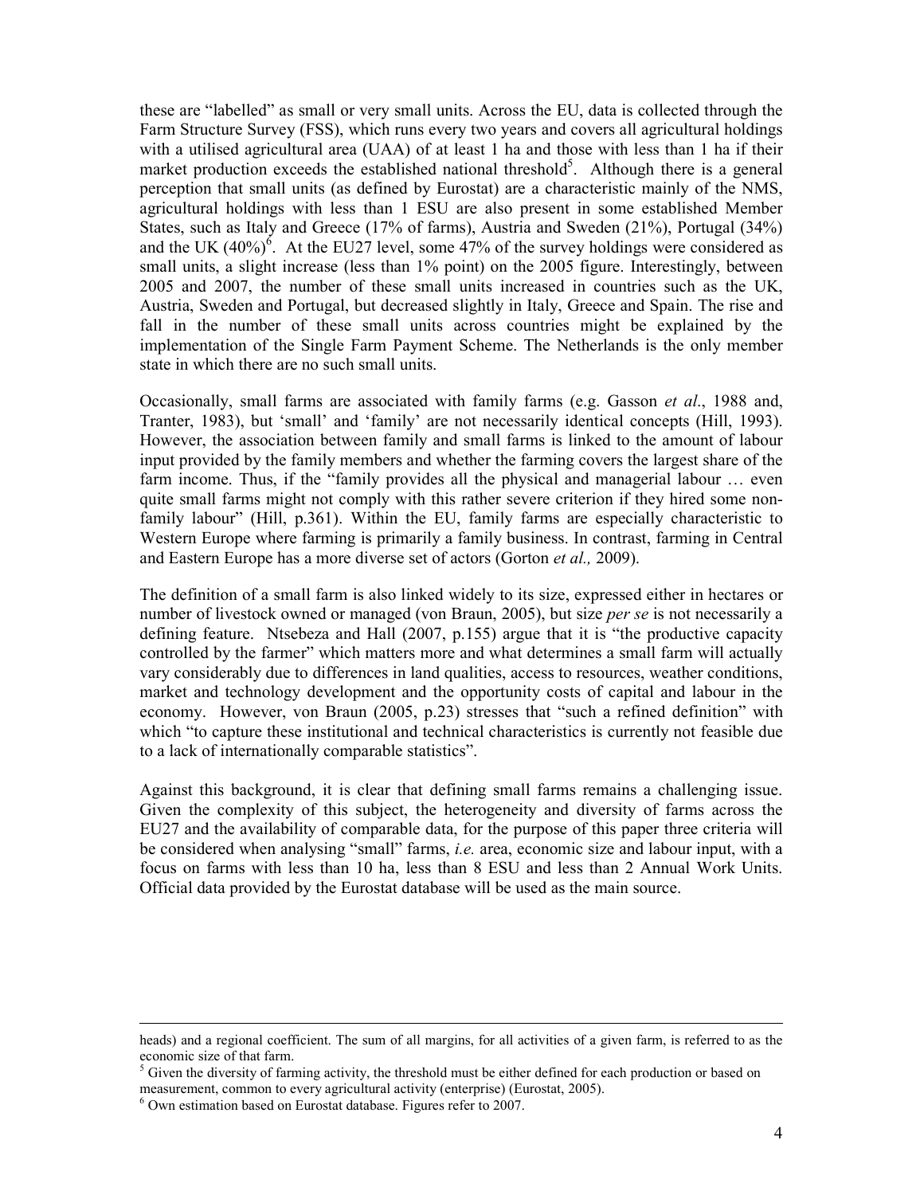these are "labelled" as small or very small units. Across the EU, data is collected through the Farm Structure Survey (FSS), which runs every two years and covers all agricultural holdings with a utilised agricultural area (UAA) of at least 1 ha and those with less than 1 ha if their market production exceeds the established national threshold[5]. Although there is a general perception that small units (as defined by Eurostat) are a characteristic mainly of the NMS, agricultural holdings with less than 1 ESU are also present in some established Member States, such as Italy and Greece (17% of farms), Austria and Sweden (21%), Portugal (34%) and the UK (40%)[6]. At the EU27 level, some 47% of the survey holdings were considered as small units, a slight increase (less than 1% point) on the 2005 figure. Interestingly, between 2005 and 2007, the number of these small units increased in countries such as the UK, Austria, Sweden and Portugal, but decreased slightly in Italy, Greece and Spain. The rise and fall in the number of these small units across countries might be explained by the implementation of the Single Farm Payment Scheme. The Netherlands is the only member state in which there are no such small units.

Occasionally, small farms are associated with family farms (e.g. Gasson *et al*., 1988 and, Tranter, 1983), but 'small' and 'family' are not necessarily identical concepts (Hill, 1993). However, the association between family and small farms is linked to the amount of labour input provided by the family members and whether the farming covers the largest share of the farm income. Thus, if the "family provides all the physical and managerial labour … even quite small farms might not comply with this rather severe criterion if they hired some non-family labour" (Hill, p.361). Within the EU, family farms are especially characteristic to Western Europe where farming is primarily a family business. In contrast, farming in Central and Eastern Europe has a more diverse set of actors (Gorton *et al.,* 2009).

The definition of a small farm is also linked widely to its size, expressed either in hectares or number of livestock owned or managed (von Braun, 2005), but size *per se* is not necessarily a defining feature. Ntsebeza and Hall (2007, p.155) argue that it is "the productive capacity controlled by the farmer" which matters more and what determines a small farm will actually vary considerably due to differences in land qualities, access to resources, weather conditions, market and technology development and the opportunity costs of capital and labour in the economy. However, von Braun (2005, p.23) stresses that "such a refined definition" with which "to capture these institutional and technical characteristics is currently not feasible due to a lack of internationally comparable statistics".

Against this background, it is clear that defining small farms remains a challenging issue. Given the complexity of this subject, the heterogeneity and diversity of farms across the EU27 and the availability of comparable data, for the purpose of this paper three criteria will be considered when analysing "small" farms, *i.e.* area, economic size and labour input, with a focus on farms with less than 10 ha, less than 8 ESU and less than 2 Annual Work Units. Official data provided by the Eurostat database will be used as the main source.

---

heads) and a regional coefficient. The sum of all margins, for all activities of a given farm, is referred to as the economic size of that farm.

[5] Given the diversity of farming activity, the threshold must be either defined for each production or based on measurement, common to every agricultural activity (enterprise) (Eurostat, 2005).

[6] Own estimation based on Eurostat database. Figures refer to 2007.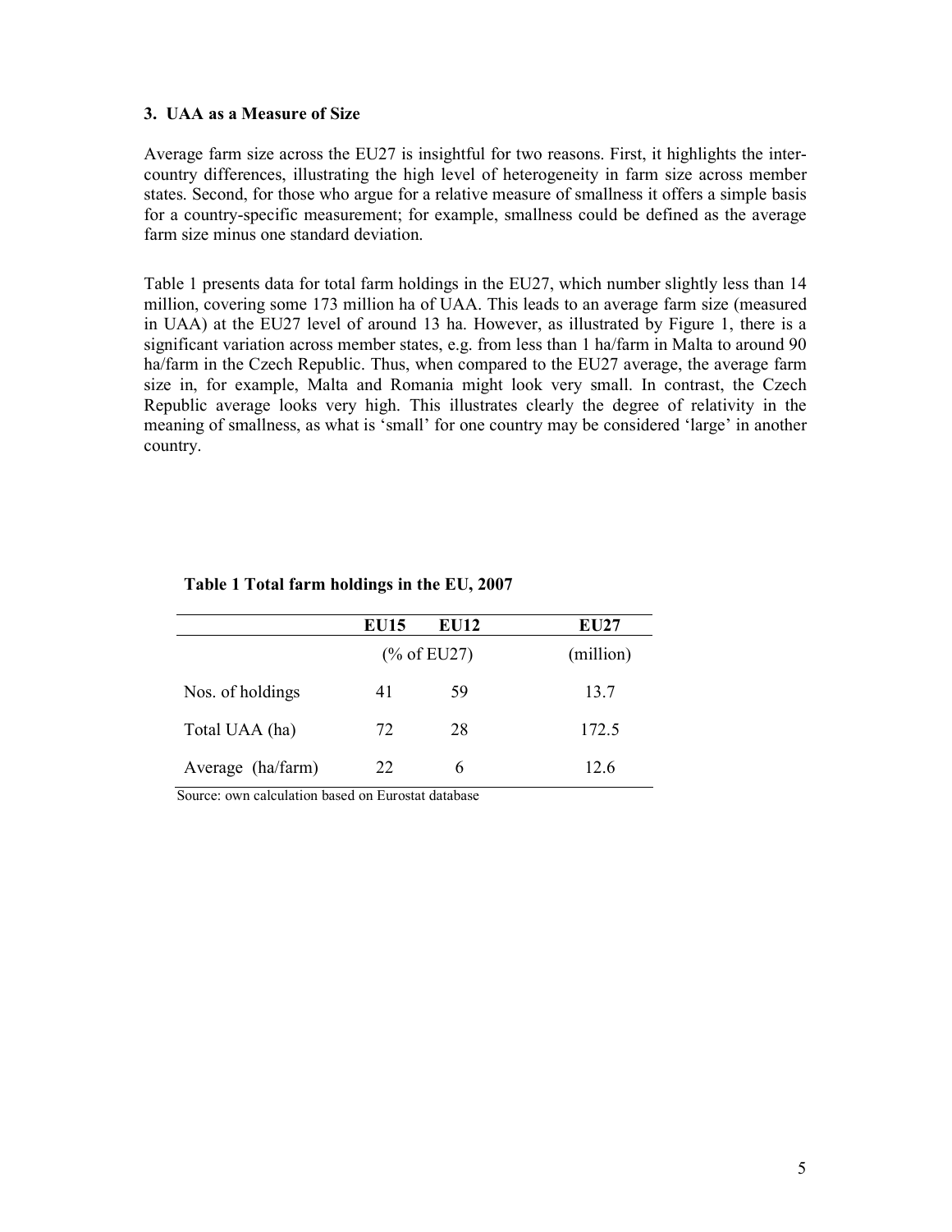### 3. UAA as a Measure of Size

Average farm size across the EU27 is insightful for two reasons. First, it highlights the inter-country differences, illustrating the high level of heterogeneity in farm size across member states. Second, for those who argue for a relative measure of smallness it offers a simple basis for a country-specific measurement; for example, smallness could be defined as the average farm size minus one standard deviation.

Table 1 presents data for total farm holdings in the EU27, which number slightly less than 14 million, covering some 173 million ha of UAA. This leads to an average farm size (measured in UAA) at the EU27 level of around 13 ha. However, as illustrated by Figure 1, there is a significant variation across member states, e.g. from less than 1 ha/farm in Malta to around 90 ha/farm in the Czech Republic. Thus, when compared to the EU27 average, the average farm size in, for example, Malta and Romania might look very small. In contrast, the Czech Republic average looks very high. This illustrates clearly the degree of relativity in the meaning of smallness, as what is 'small' for one country may be considered 'large' in another country.

**Table 1 Total farm holdings in the EU, 2007**

| | EU15 | EU12 | EU27 |
|---|---|---|---|
| | (% of EU27) | | (million) |
| Nos. of holdings | 41 | 59 | 13.7 |
| Total UAA (ha) | 72 | 28 | 172.5 |
| Average (ha/farm) | 22 | 6 | 12.6 |

Source: own calculation based on Eurostat database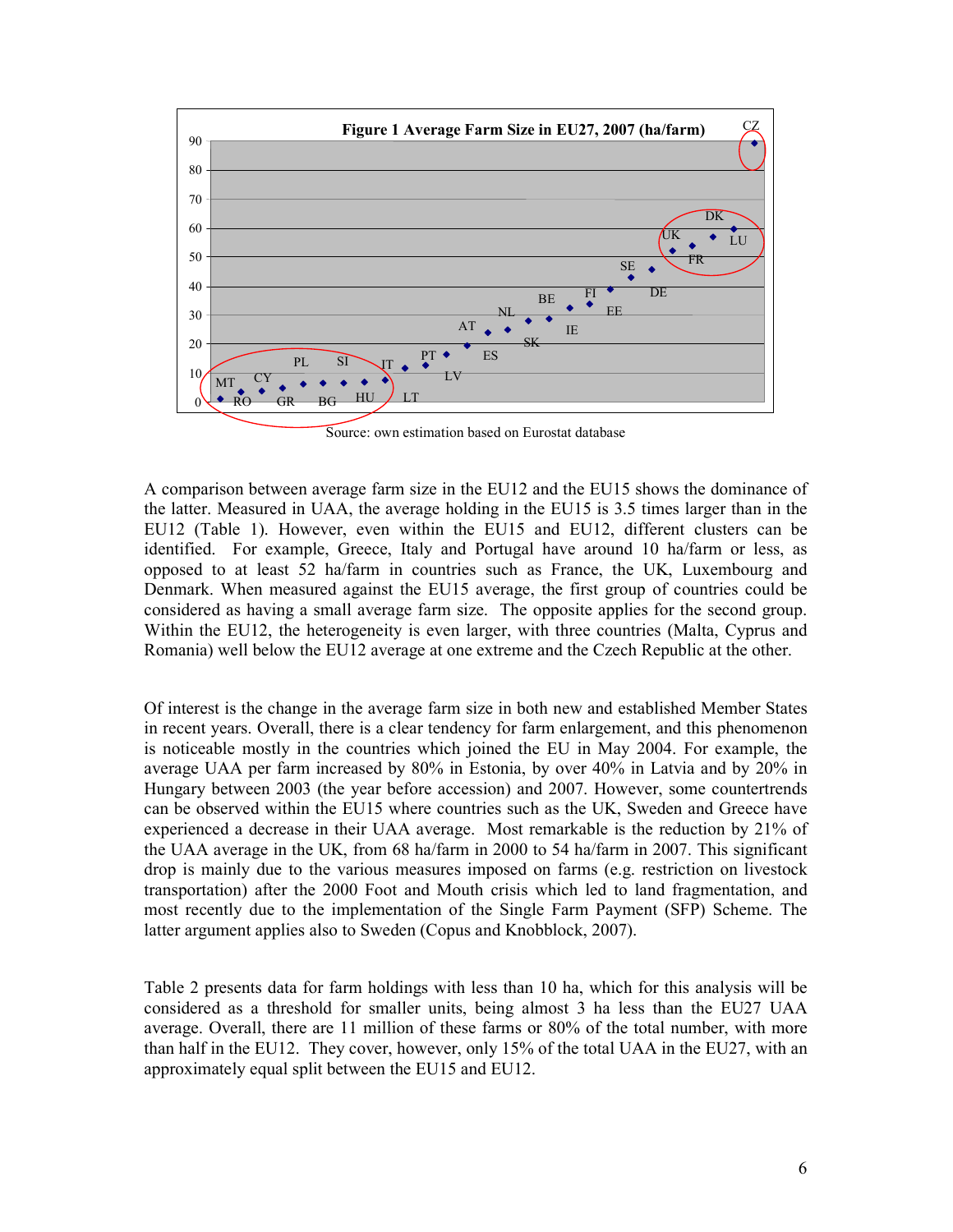**Figure 1 Average Farm Size in EU27, 2007 (ha/farm)**

Source: own estimation based on Eurostat database

A comparison between average farm size in the EU12 and the EU15 shows the dominance of the latter. Measured in UAA, the average holding in the EU15 is 3.5 times larger than in the EU12 (Table 1). However, even within the EU15 and EU12, different clusters can be identified. For example, Greece, Italy and Portugal have around 10 ha/farm or less, as opposed to at least 52 ha/farm in countries such as France, the UK, Luxembourg and Denmark. When measured against the EU15 average, the first group of countries could be considered as having a small average farm size. The opposite applies for the second group. Within the EU12, the heterogeneity is even larger, with three countries (Malta, Cyprus and Romania) well below the EU12 average at one extreme and the Czech Republic at the other.

Of interest is the change in the average farm size in both new and established Member States in recent years. Overall, there is a clear tendency for farm enlargement, and this phenomenon is noticeable mostly in the countries which joined the EU in May 2004. For example, the average UAA per farm increased by 80% in Estonia, by over 40% in Latvia and by 20% in Hungary between 2003 (the year before accession) and 2007. However, some countertrends can be observed within the EU15 where countries such as the UK, Sweden and Greece have experienced a decrease in their UAA average. Most remarkable is the reduction by 21% of the UAA average in the UK, from 68 ha/farm in 2000 to 54 ha/farm in 2007. This significant drop is mainly due to the various measures imposed on farms (e.g. restriction on livestock transportation) after the 2000 Foot and Mouth crisis which led to land fragmentation, and most recently due to the implementation of the Single Farm Payment (SFP) Scheme. The latter argument applies also to Sweden (Copus and Knobblock, 2007).

Table 2 presents data for farm holdings with less than 10 ha, which for this analysis will be considered as a threshold for smaller units, being almost 3 ha less than the EU27 UAA average. Overall, there are 11 million of these farms or 80% of the total number, with more than half in the EU12. They cover, however, only 15% of the total UAA in the EU27, with an approximately equal split between the EU15 and EU12.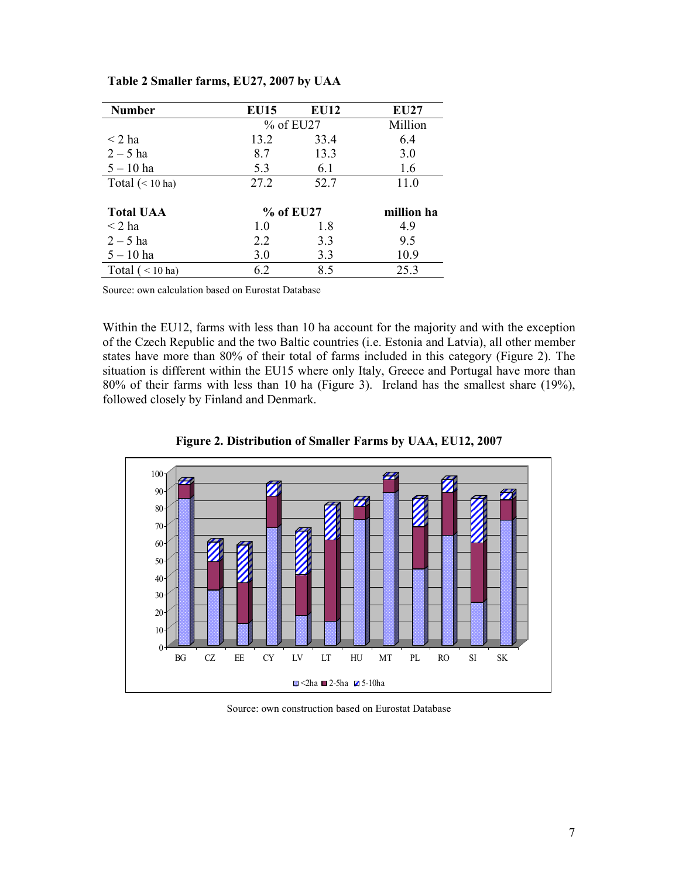**Table 2 Smaller farms, EU27, 2007 by UAA**

| **Number** | **EU15** | **EU12** | **EU27** |
|---|---|---|---|
| | % of EU27 | | Million |
| < 2 ha | 13.2 | 33.4 | 6.4 |
| 2 – 5 ha | 8.7 | 13.3 | 3.0 |
| 5 – 10 ha | 5.3 | 6.1 | 1.6 |
| Total (< 10 ha) | 27.2 | 52.7 | 11.0 |
| | | | |
| **Total UAA** | **% of EU27** | | **million ha** |
| < 2 ha | 1.0 | 1.8 | 4.9 |
| 2 – 5 ha | 2.2 | 3.3 | 9.5 |
| 5 – 10 ha | 3.0 | 3.3 | 10.9 |
| Total ( < 10 ha) | 6.2 | 8.5 | 25.3 |

Source: own calculation based on Eurostat Database

Within the EU12, farms with less than 10 ha account for the majority and with the exception of the Czech Republic and the two Baltic countries (i.e. Estonia and Latvia), all other member states have more than 80% of their total of farms included in this category (Figure 2). The situation is different within the EU15 where only Italy, Greece and Portugal have more than 80% of their farms with less than 10 ha (Figure 3). Ireland has the smallest share (19%), followed closely by Finland and Denmark.

**Figure 2. Distribution of Smaller Farms by UAA, EU12, 2007**

Source: own construction based on Eurostat Database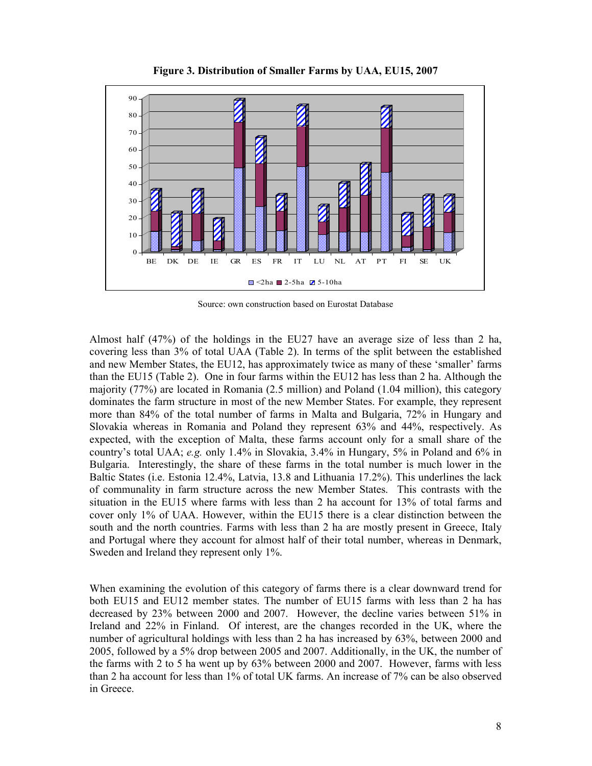**Figure 3. Distribution of Smaller Farms by UAA, EU15, 2007**

Source: own construction based on Eurostat Database

Almost half (47%) of the holdings in the EU27 have an average size of less than 2 ha, covering less than 3% of total UAA (Table 2). In terms of the split between the established and new Member States, the EU12, has approximately twice as many of these 'smaller' farms than the EU15 (Table 2). One in four farms within the EU12 has less than 2 ha. Although the majority (77%) are located in Romania (2.5 million) and Poland (1.04 million), this category dominates the farm structure in most of the new Member States. For example, they represent more than 84% of the total number of farms in Malta and Bulgaria, 72% in Hungary and Slovakia whereas in Romania and Poland they represent 63% and 44%, respectively. As expected, with the exception of Malta, these farms account only for a small share of the country's total UAA; *e.g.* only 1.4% in Slovakia, 3.4% in Hungary, 5% in Poland and 6% in Bulgaria. Interestingly, the share of these farms in the total number is much lower in the Baltic States (i.e. Estonia 12.4%, Latvia, 13.8 and Lithuania 17.2%). This underlines the lack of communality in farm structure across the new Member States. This contrasts with the situation in the EU15 where farms with less than 2 ha account for 13% of total farms and cover only 1% of UAA. However, within the EU15 there is a clear distinction between the south and the north countries. Farms with less than 2 ha are mostly present in Greece, Italy and Portugal where they account for almost half of their total number, whereas in Denmark, Sweden and Ireland they represent only 1%.

When examining the evolution of this category of farms there is a clear downward trend for both EU15 and EU12 member states. The number of EU15 farms with less than 2 ha has decreased by 23% between 2000 and 2007. However, the decline varies between 51% in Ireland and 22% in Finland. Of interest, are the changes recorded in the UK, where the number of agricultural holdings with less than 2 ha has increased by 63%, between 2000 and 2005, followed by a 5% drop between 2005 and 2007. Additionally, in the UK, the number of the farms with 2 to 5 ha went up by 63% between 2000 and 2007. However, farms with less than 2 ha account for less than 1% of total UK farms. An increase of 7% can be also observed in Greece.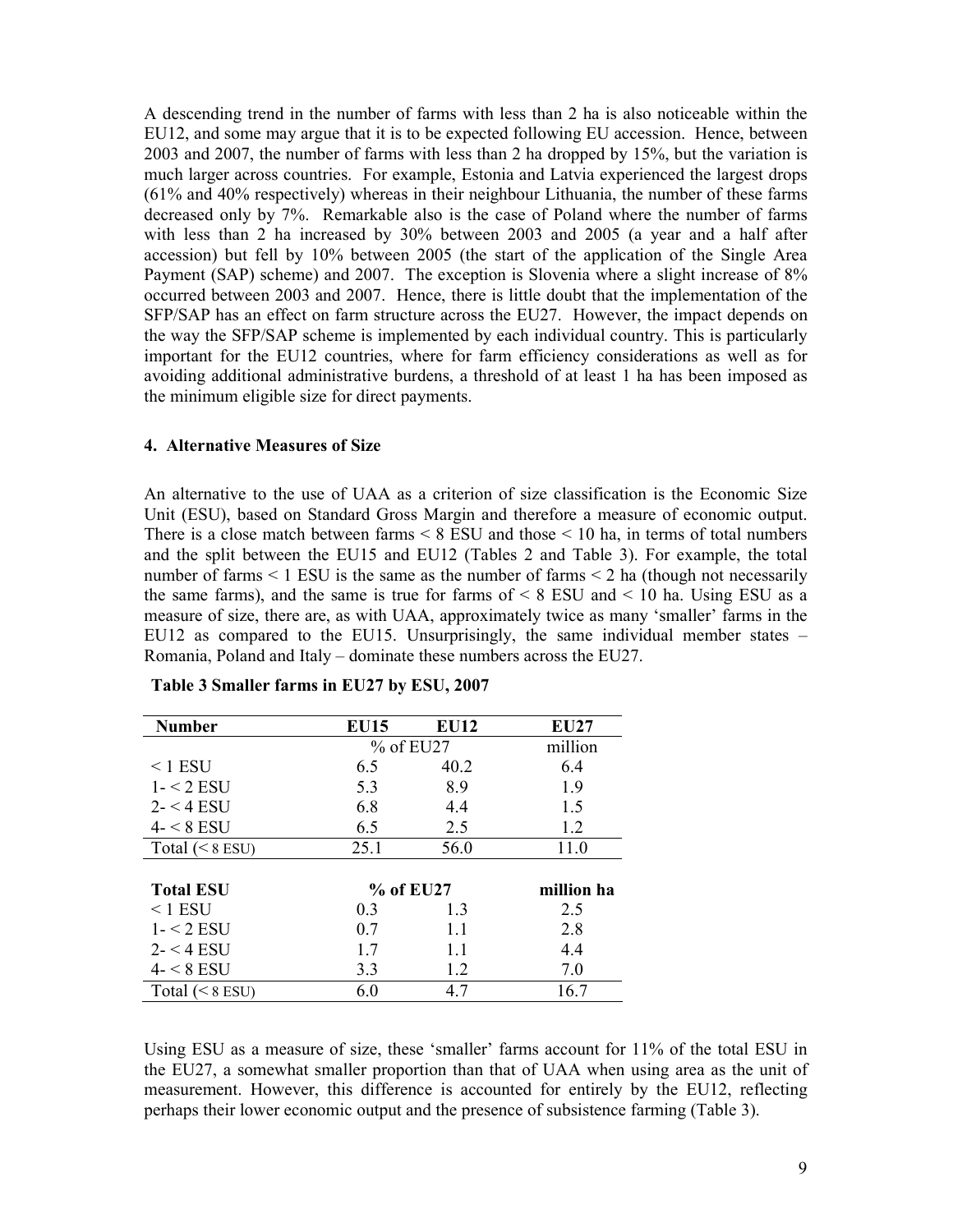A descending trend in the number of farms with less than 2 ha is also noticeable within the EU12, and some may argue that it is to be expected following EU accession. Hence, between 2003 and 2007, the number of farms with less than 2 ha dropped by 15%, but the variation is much larger across countries. For example, Estonia and Latvia experienced the largest drops (61% and 40% respectively) whereas in their neighbour Lithuania, the number of these farms decreased only by 7%. Remarkable also is the case of Poland where the number of farms with less than 2 ha increased by 30% between 2003 and 2005 (a year and a half after accession) but fell by 10% between 2005 (the start of the application of the Single Area Payment (SAP) scheme) and 2007. The exception is Slovenia where a slight increase of 8% occurred between 2003 and 2007. Hence, there is little doubt that the implementation of the SFP/SAP has an effect on farm structure across the EU27. However, the impact depends on the way the SFP/SAP scheme is implemented by each individual country. This is particularly important for the EU12 countries, where for farm efficiency considerations as well as for avoiding additional administrative burdens, a threshold of at least 1 ha has been imposed as the minimum eligible size for direct payments.

### 4. Alternative Measures of Size

An alternative to the use of UAA as a criterion of size classification is the Economic Size Unit (ESU), based on Standard Gross Margin and therefore a measure of economic output. There is a close match between farms < 8 ESU and those < 10 ha, in terms of total numbers and the split between the EU15 and EU12 (Tables 2 and Table 3). For example, the total number of farms < 1 ESU is the same as the number of farms < 2 ha (though not necessarily the same farms), and the same is true for farms of < 8 ESU and < 10 ha. Using ESU as a measure of size, there are, as with UAA, approximately twice as many 'smaller' farms in the EU12 as compared to the EU15. Unsurprisingly, the same individual member states – Romania, Poland and Italy – dominate these numbers across the EU27.

**Table 3 Smaller farms in EU27 by ESU, 2007**

| Number | EU15 | EU12 | EU27 |
|---|---|---|---|
| | % of EU27 | | million |
| < 1 ESU | 6.5 | 40.2 | 6.4 |
| 1- < 2 ESU | 5.3 | 8.9 | 1.9 |
| 2- < 4 ESU | 6.8 | 4.4 | 1.5 |
| 4- < 8 ESU | 6.5 | 2.5 | 1.2 |
| Total (< 8 ESU) | 25.1 | 56.0 | 11.0 |
| **Total ESU** | **% of EU27** | | **million ha** |
| < 1 ESU | 0.3 | 1.3 | 2.5 |
| 1- < 2 ESU | 0.7 | 1.1 | 2.8 |
| 2- < 4 ESU | 1.7 | 1.1 | 4.4 |
| 4- < 8 ESU | 3.3 | 1.2 | 7.0 |
| Total (< 8 ESU) | 6.0 | 4.7 | 16.7 |

Using ESU as a measure of size, these 'smaller' farms account for 11% of the total ESU in the EU27, a somewhat smaller proportion than that of UAA when using area as the unit of measurement. However, this difference is accounted for entirely by the EU12, reflecting perhaps their lower economic output and the presence of subsistence farming (Table 3).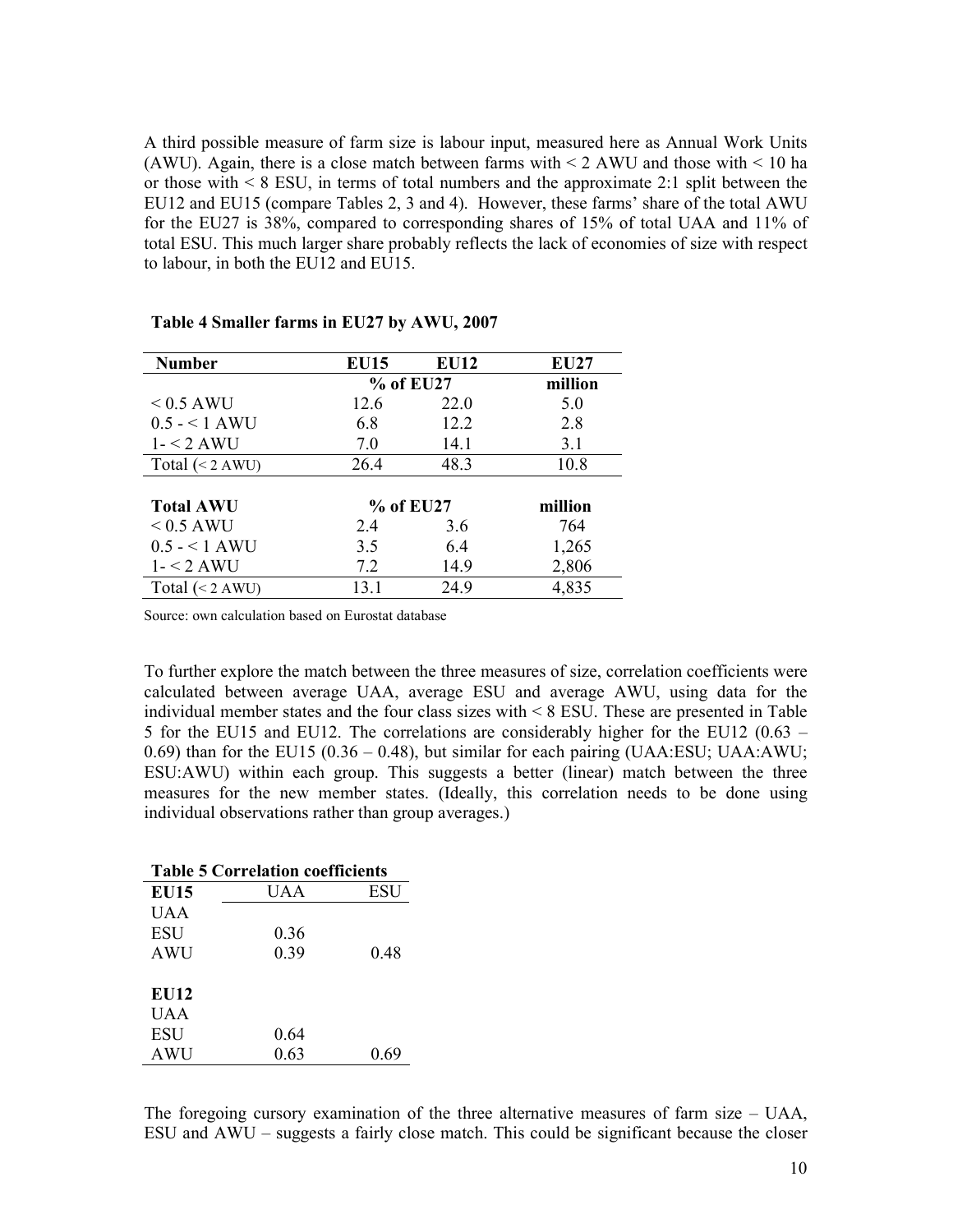A third possible measure of farm size is labour input, measured here as Annual Work Units (AWU). Again, there is a close match between farms with < 2 AWU and those with < 10 ha or those with < 8 ESU, in terms of total numbers and the approximate 2:1 split between the EU12 and EU15 (compare Tables 2, 3 and 4). However, these farms' share of the total AWU for the EU27 is 38%, compared to corresponding shares of 15% of total UAA and 11% of total ESU. This much larger share probably reflects the lack of economies of size with respect to labour, in both the EU12 and EU15.

**Table 4 Smaller farms in EU27 by AWU, 2007**

| **Number** | **EU15** | **EU12** | **EU27** |
|---|---|---|---|
| | **% of EU27** | | **million** |
| < 0.5 AWU | 12.6 | 22.0 | 5.0 |
| 0.5 - < 1 AWU | 6.8 | 12.2 | 2.8 |
| 1- < 2 AWU | 7.0 | 14.1 | 3.1 |
| Total (< 2 AWU) | 26.4 | 48.3 | 10.8 |
| | | | |
| **Total AWU** | **% of EU27** | | **million** |
| < 0.5 AWU | 2.4 | 3.6 | 764 |
| 0.5 - < 1 AWU | 3.5 | 6.4 | 1,265 |
| 1- < 2 AWU | 7.2 | 14.9 | 2,806 |
| Total (< 2 AWU) | 13.1 | 24.9 | 4,835 |

Source: own calculation based on Eurostat database

To further explore the match between the three measures of size, correlation coefficients were calculated between average UAA, average ESU and average AWU, using data for the individual member states and the four class sizes with < 8 ESU. These are presented in Table 5 for the EU15 and EU12. The correlations are considerably higher for the EU12 (0.63 – 0.69) than for the EU15 (0.36 – 0.48), but similar for each pairing (UAA:ESU; UAA:AWU; ESU:AWU) within each group. This suggests a better (linear) match between the three measures for the new member states. (Ideally, this correlation needs to be done using individual observations rather than group averages.)

**Table 5 Correlation coefficients**

| **EU15** | UAA | ESU |
|---|---|---|
| UAA | | |
| ESU | 0.36 | |
| AWU | 0.39 | 0.48 |
| | | |
| **EU12** | | |
| UAA | | |
| ESU | 0.64 | |
| AWU | 0.63 | 0.69 |

The foregoing cursory examination of the three alternative measures of farm size – UAA, ESU and AWU – suggests a fairly close match. This could be significant because the closer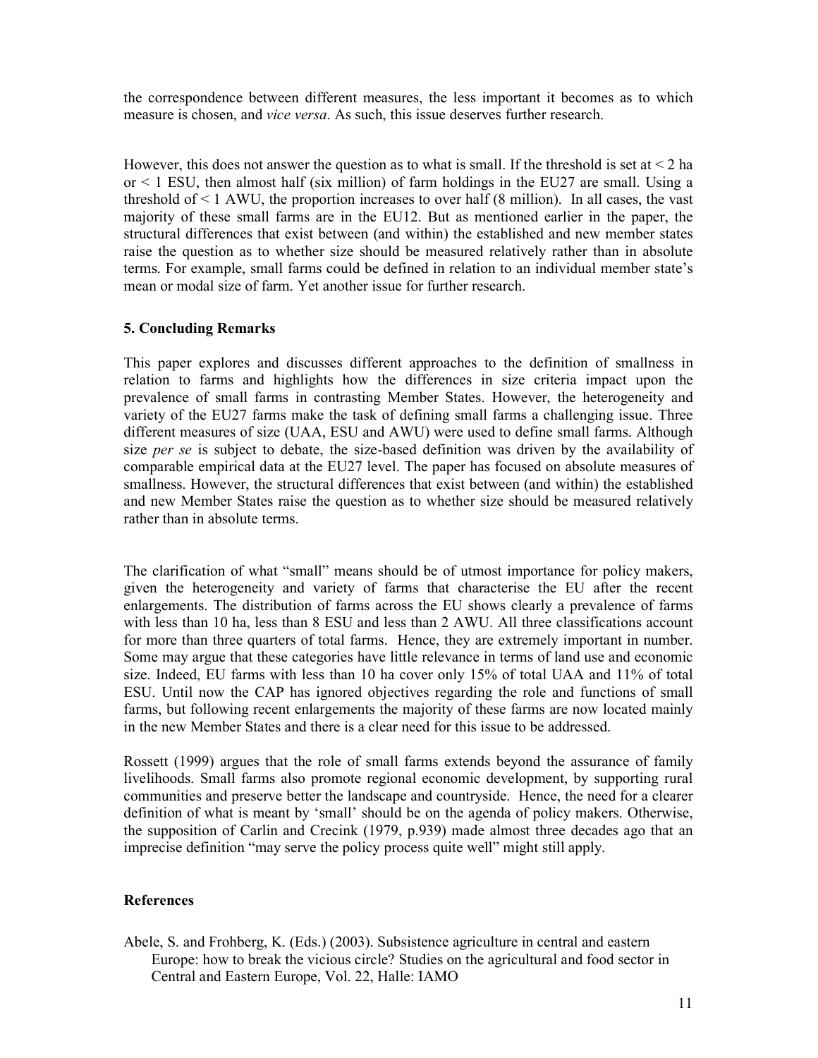the correspondence between different measures, the less important it becomes as to which measure is chosen, and *vice versa*. As such, this issue deserves further research.

However, this does not answer the question as to what is small. If the threshold is set at < 2 ha or < 1 ESU, then almost half (six million) of farm holdings in the EU27 are small. Using a threshold of < 1 AWU, the proportion increases to over half (8 million). In all cases, the vast majority of these small farms are in the EU12. But as mentioned earlier in the paper, the structural differences that exist between (and within) the established and new member states raise the question as to whether size should be measured relatively rather than in absolute terms. For example, small farms could be defined in relation to an individual member state's mean or modal size of farm. Yet another issue for further research.

## 5. Concluding Remarks

This paper explores and discusses different approaches to the definition of smallness in relation to farms and highlights how the differences in size criteria impact upon the prevalence of small farms in contrasting Member States. However, the heterogeneity and variety of the EU27 farms make the task of defining small farms a challenging issue. Three different measures of size (UAA, ESU and AWU) were used to define small farms. Although size *per se* is subject to debate, the size-based definition was driven by the availability of comparable empirical data at the EU27 level. The paper has focused on absolute measures of smallness. However, the structural differences that exist between (and within) the established and new Member States raise the question as to whether size should be measured relatively rather than in absolute terms.

The clarification of what "small" means should be of utmost importance for policy makers, given the heterogeneity and variety of farms that characterise the EU after the recent enlargements. The distribution of farms across the EU shows clearly a prevalence of farms with less than 10 ha, less than 8 ESU and less than 2 AWU. All three classifications account for more than three quarters of total farms. Hence, they are extremely important in number. Some may argue that these categories have little relevance in terms of land use and economic size. Indeed, EU farms with less than 10 ha cover only 15% of total UAA and 11% of total ESU. Until now the CAP has ignored objectives regarding the role and functions of small farms, but following recent enlargements the majority of these farms are now located mainly in the new Member States and there is a clear need for this issue to be addressed.

Rossett (1999) argues that the role of small farms extends beyond the assurance of family livelihoods. Small farms also promote regional economic development, by supporting rural communities and preserve better the landscape and countryside. Hence, the need for a clearer definition of what is meant by 'small' should be on the agenda of policy makers. Otherwise, the supposition of Carlin and Crecink (1979, p.939) made almost three decades ago that an imprecise definition "may serve the policy process quite well" might still apply.

## References

Abele, S. and Frohberg, K. (Eds.) (2003). Subsistence agriculture in central and eastern Europe: how to break the vicious circle? Studies on the agricultural and food sector in Central and Eastern Europe, Vol. 22, Halle: IAMO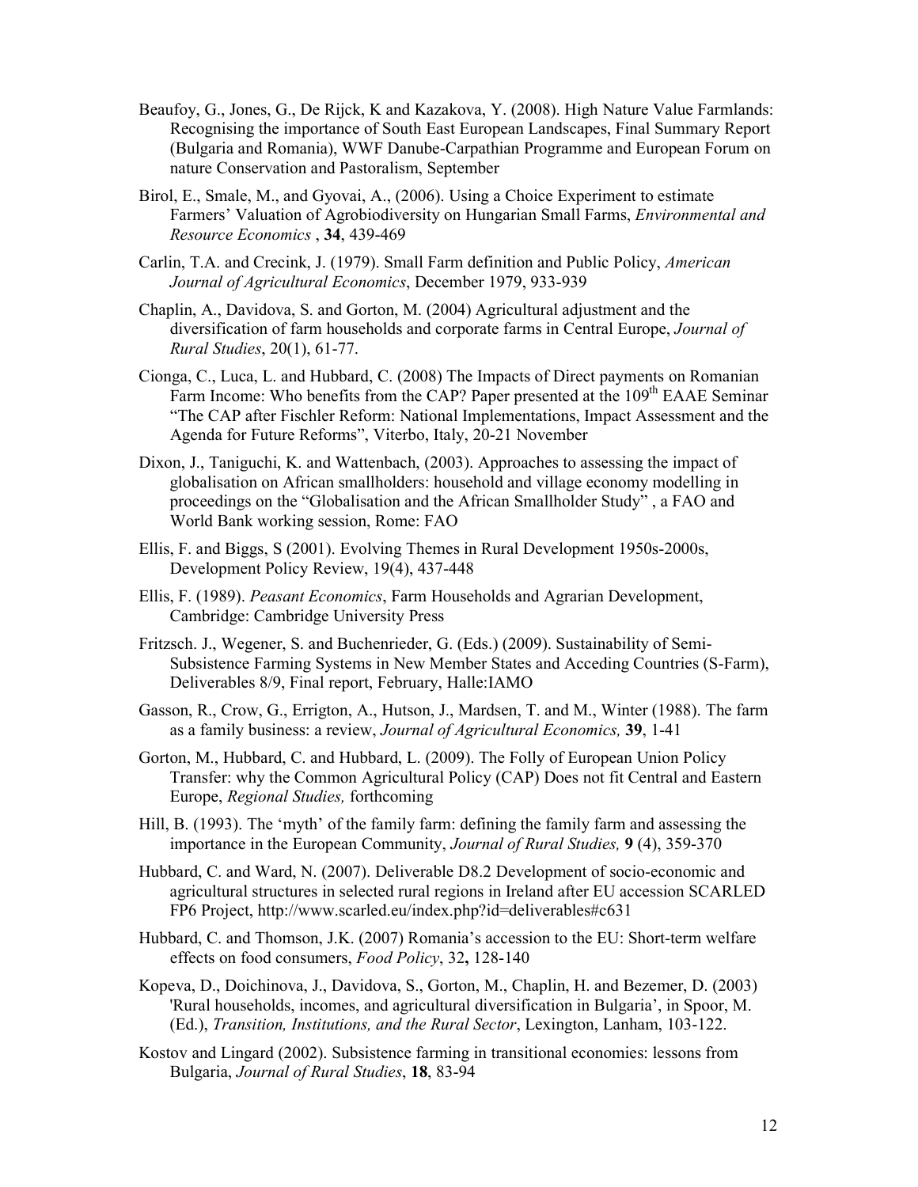Beaufoy, G., Jones, G., De Rijck, K and Kazakova, Y. (2008). High Nature Value Farmlands: Recognising the importance of South East European Landscapes, Final Summary Report (Bulgaria and Romania), WWF Danube-Carpathian Programme and European Forum on nature Conservation and Pastoralism, September

Birol, E., Smale, M., and Gyovai, A., (2006). Using a Choice Experiment to estimate Farmers' Valuation of Agrobiodiversity on Hungarian Small Farms, *Environmental and Resource Economics* , **34**, 439-469

Carlin, T.A. and Crecink, J. (1979). Small Farm definition and Public Policy, *American Journal of Agricultural Economics*, December 1979, 933-939

Chaplin, A., Davidova, S. and Gorton, M. (2004) Agricultural adjustment and the diversification of farm households and corporate farms in Central Europe, *Journal of Rural Studies*, 20(1), 61-77.

Cionga, C., Luca, L. and Hubbard, C. (2008) The Impacts of Direct payments on Romanian Farm Income: Who benefits from the CAP? Paper presented at the 109th EAAE Seminar "The CAP after Fischler Reform: National Implementations, Impact Assessment and the Agenda for Future Reforms", Viterbo, Italy, 20-21 November

Dixon, J., Taniguchi, K. and Wattenbach, (2003). Approaches to assessing the impact of globalisation on African smallholders: household and village economy modelling in proceedings on the "Globalisation and the African Smallholder Study" , a FAO and World Bank working session, Rome: FAO

Ellis, F. and Biggs, S (2001). Evolving Themes in Rural Development 1950s-2000s, Development Policy Review, 19(4), 437-448

Ellis, F. (1989). *Peasant Economics*, Farm Households and Agrarian Development, Cambridge: Cambridge University Press

Fritzsch. J., Wegener, S. and Buchenrieder, G. (Eds.) (2009). Sustainability of Semi-Subsistence Farming Systems in New Member States and Acceding Countries (S-Farm), Deliverables 8/9, Final report, February, Halle:IAMO

Gasson, R., Crow, G., Errigton, A., Hutson, J., Mardsen, T. and M., Winter (1988). The farm as a family business: a review, *Journal of Agricultural Economics,* **39**, 1-41

Gorton, M., Hubbard, C. and Hubbard, L. (2009). The Folly of European Union Policy Transfer: why the Common Agricultural Policy (CAP) Does not fit Central and Eastern Europe, *Regional Studies,* forthcoming

Hill, B. (1993). The 'myth' of the family farm: defining the family farm and assessing the importance in the European Community, *Journal of Rural Studies,* **9** (4), 359-370

Hubbard, C. and Ward, N. (2007). Deliverable D8.2 Development of socio-economic and agricultural structures in selected rural regions in Ireland after EU accession SCARLED FP6 Project, http://www.scarled.eu/index.php?id=deliverables#c631

Hubbard, C. and Thomson, J.K. (2007) Romania's accession to the EU: Short-term welfare effects on food consumers, *Food Policy*, 32**,** 128-140

Kopeva, D., Doichinova, J., Davidova, S., Gorton, M., Chaplin, H. and Bezemer, D. (2003) 'Rural households, incomes, and agricultural diversification in Bulgaria', in Spoor, M. (Ed.), *Transition, Institutions, and the Rural Sector*, Lexington, Lanham, 103-122.

Kostov and Lingard (2002). Subsistence farming in transitional economies: lessons from Bulgaria, *Journal of Rural Studies*, **18**, 83-94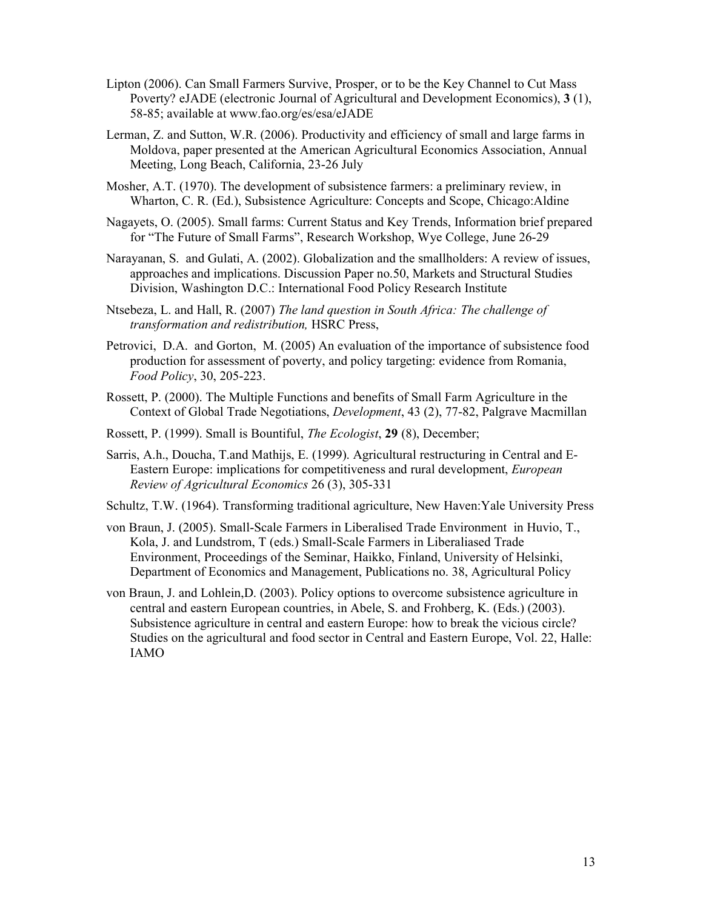Lipton (2006). Can Small Farmers Survive, Prosper, or to be the Key Channel to Cut Mass Poverty? eJADE (electronic Journal of Agricultural and Development Economics), **3** (1), 58-85; available at www.fao.org/es/esa/eJADE

Lerman, Z. and Sutton, W.R. (2006). Productivity and efficiency of small and large farms in Moldova, paper presented at the American Agricultural Economics Association, Annual Meeting, Long Beach, California, 23-26 July

Mosher, A.T. (1970). The development of subsistence farmers: a preliminary review, in Wharton, C. R. (Ed.), Subsistence Agriculture: Concepts and Scope, Chicago:Aldine

Nagayets, O. (2005). Small farms: Current Status and Key Trends, Information brief prepared for "The Future of Small Farms", Research Workshop, Wye College, June 26-29

Narayanan, S. and Gulati, A. (2002). Globalization and the smallholders: A review of issues, approaches and implications. Discussion Paper no.50, Markets and Structural Studies Division, Washington D.C.: International Food Policy Research Institute

Ntsebeza, L. and Hall, R. (2007) *The land question in South Africa: The challenge of transformation and redistribution,* HSRC Press,

Petrovici, D.A. and Gorton, M. (2005) An evaluation of the importance of subsistence food production for assessment of poverty, and policy targeting: evidence from Romania, *Food Policy*, 30, 205-223.

Rossett, P. (2000). The Multiple Functions and benefits of Small Farm Agriculture in the Context of Global Trade Negotiations, *Development*, 43 (2), 77-82, Palgrave Macmillan

Rossett, P. (1999). Small is Bountiful, *The Ecologist*, **29** (8), December;

Sarris, A.h., Doucha, T.and Mathijs, E. (1999). Agricultural restructuring in Central and E-Eastern Europe: implications for competitiveness and rural development, *European Review of Agricultural Economics* 26 (3), 305-331

Schultz, T.W. (1964). Transforming traditional agriculture, New Haven:Yale University Press

von Braun, J. (2005). Small-Scale Farmers in Liberalised Trade Environment in Huvio, T., Kola, J. and Lundstrom, T (eds.) Small-Scale Farmers in Liberaliased Trade Environment, Proceedings of the Seminar, Haikko, Finland, University of Helsinki, Department of Economics and Management, Publications no. 38, Agricultural Policy

von Braun, J. and Lohlein,D. (2003). Policy options to overcome subsistence agriculture in central and eastern European countries, in Abele, S. and Frohberg, K. (Eds.) (2003). Subsistence agriculture in central and eastern Europe: how to break the vicious circle? Studies on the agricultural and food sector in Central and Eastern Europe, Vol. 22, Halle: IAMO